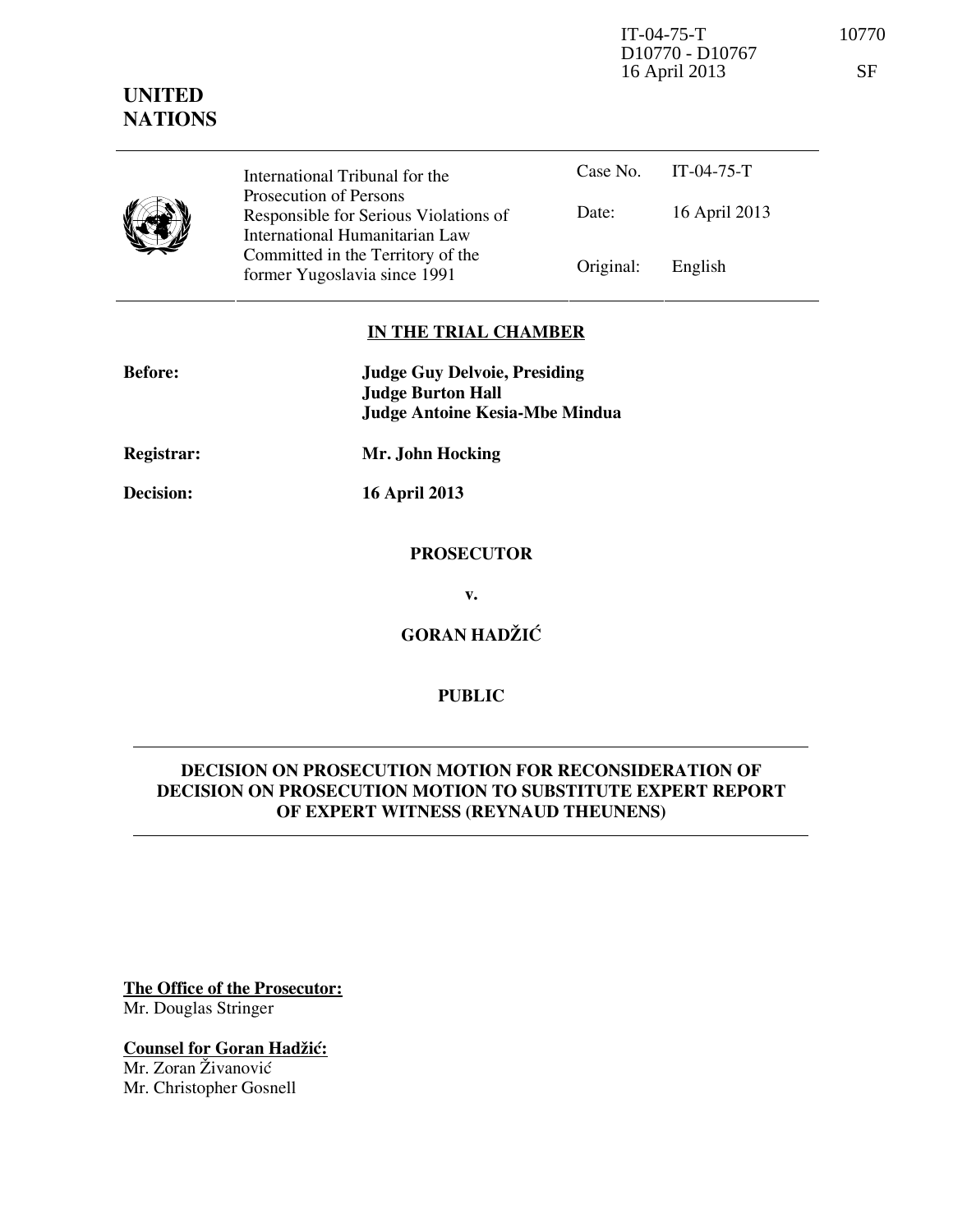IT-04-75-T 10770
D10770 - D10767
16 April 2013 SF

**UNITED NATIONS**

| | International Tribunal for the Prosecution of Persons Responsible for Serious Violations of International Humanitarian Law Committed in the Territory of the former Yugoslavia since 1991 | Case No. | IT-04-75-T |
|---|---|---|---|
| | | Date: | 16 April 2013 |
| | | Original: | English |

**IN THE TRIAL CHAMBER**

**Before:** **Judge Guy Delvoie, Presiding**
**Judge Burton Hall**
**Judge Antoine Kesia-Mbe Mindua**

**Registrar:** **Mr. John Hocking**

**Decision:** **16 April 2013**

**PROSECUTOR**

**v.**

**GORAN HADŽIĆ**

**PUBLIC**

## DECISION ON PROSECUTION MOTION FOR RECONSIDERATION OF DECISION ON PROSECUTION MOTION TO SUBSTITUTE EXPERT REPORT OF EXPERT WITNESS (REYNAUD THEUNENS)

**The Office of the Prosecutor:**
Mr. Douglas Stringer

**Counsel for Goran Hadžić:**
Mr. Zoran Živanović
Mr. Christopher Gosnell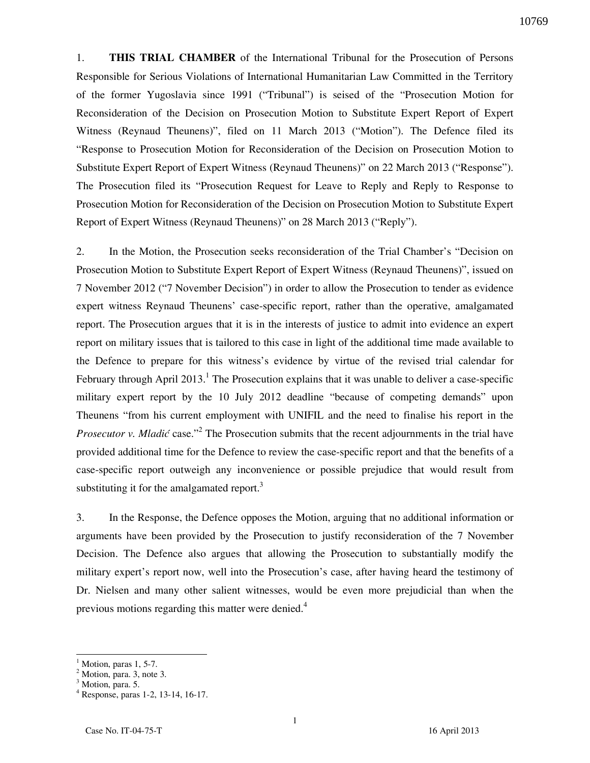1. **THIS TRIAL CHAMBER** of the International Tribunal for the Prosecution of Persons Responsible for Serious Violations of International Humanitarian Law Committed in the Territory of the former Yugoslavia since 1991 ("Tribunal") is seised of the "Prosecution Motion for Reconsideration of the Decision on Prosecution Motion to Substitute Expert Report of Expert Witness (Reynaud Theunens)", filed on 11 March 2013 ("Motion"). The Defence filed its "Response to Prosecution Motion for Reconsideration of the Decision on Prosecution Motion to Substitute Expert Report of Expert Witness (Reynaud Theunens)" on 22 March 2013 ("Response"). The Prosecution filed its "Prosecution Request for Leave to Reply and Reply to Response to Prosecution Motion for Reconsideration of the Decision on Prosecution Motion to Substitute Expert Report of Expert Witness (Reynaud Theunens)" on 28 March 2013 ("Reply").

2. In the Motion, the Prosecution seeks reconsideration of the Trial Chamber's "Decision on Prosecution Motion to Substitute Expert Report of Expert Witness (Reynaud Theunens)", issued on 7 November 2012 ("7 November Decision") in order to allow the Prosecution to tender as evidence expert witness Reynaud Theunens' case-specific report, rather than the operative, amalgamated report. The Prosecution argues that it is in the interests of justice to admit into evidence an expert report on military issues that is tailored to this case in light of the additional time made available to the Defence to prepare for this witness's evidence by virtue of the revised trial calendar for February through April 2013.[1] The Prosecution explains that it was unable to deliver a case-specific military expert report by the 10 July 2012 deadline "because of competing demands" upon Theunens "from his current employment with UNIFIL and the need to finalise his report in the *Prosecutor v. Mladić* case."[2] The Prosecution submits that the recent adjournments in the trial have provided additional time for the Defence to review the case-specific report and that the benefits of a case-specific report outweigh any inconvenience or possible prejudice that would result from substituting it for the amalgamated report.[3]

3. In the Response, the Defence opposes the Motion, arguing that no additional information or arguments have been provided by the Prosecution to justify reconsideration of the 7 November Decision. The Defence also argues that allowing the Prosecution to substantially modify the military expert's report now, well into the Prosecution's case, after having heard the testimony of Dr. Nielsen and many other salient witnesses, would be even more prejudicial than when the previous motions regarding this matter were denied.[4]

---

[1] Motion, paras 1, 5-7.
[2] Motion, para. 3, note 3.
[3] Motion, para. 5.
[4] Response, paras 1-2, 13-14, 16-17.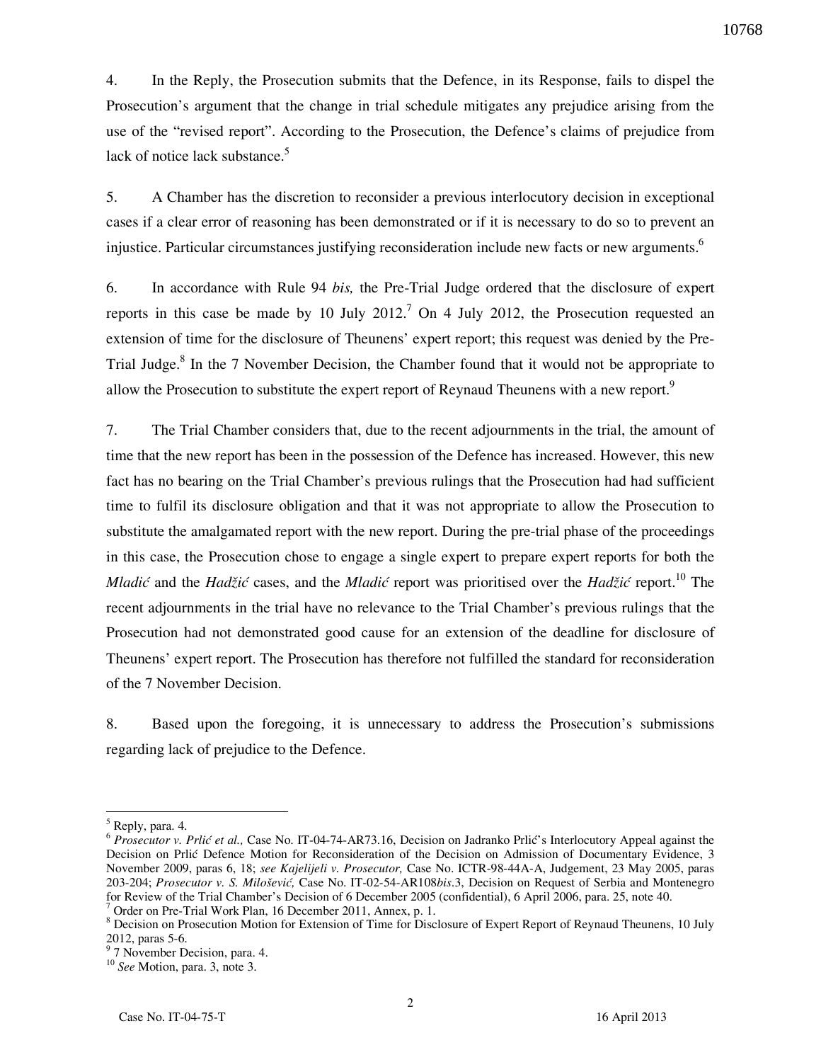4. In the Reply, the Prosecution submits that the Defence, in its Response, fails to dispel the Prosecution's argument that the change in trial schedule mitigates any prejudice arising from the use of the "revised report". According to the Prosecution, the Defence's claims of prejudice from lack of notice lack substance.[5]

5. A Chamber has the discretion to reconsider a previous interlocutory decision in exceptional cases if a clear error of reasoning has been demonstrated or if it is necessary to do so to prevent an injustice. Particular circumstances justifying reconsideration include new facts or new arguments.[6]

6. In accordance with Rule 94 *bis,* the Pre-Trial Judge ordered that the disclosure of expert reports in this case be made by 10 July 2012.[7] On 4 July 2012, the Prosecution requested an extension of time for the disclosure of Theunens' expert report; this request was denied by the Pre-Trial Judge.[8] In the 7 November Decision, the Chamber found that it would not be appropriate to allow the Prosecution to substitute the expert report of Reynaud Theunens with a new report.[9]

7. The Trial Chamber considers that, due to the recent adjournments in the trial, the amount of time that the new report has been in the possession of the Defence has increased. However, this new fact has no bearing on the Trial Chamber's previous rulings that the Prosecution had had sufficient time to fulfil its disclosure obligation and that it was not appropriate to allow the Prosecution to substitute the amalgamated report with the new report. During the pre-trial phase of the proceedings in this case, the Prosecution chose to engage a single expert to prepare expert reports for both the *Mladić* and the *Hadžić* cases, and the *Mladić* report was prioritised over the *Hadžić* report.[10] The recent adjournments in the trial have no relevance to the Trial Chamber's previous rulings that the Prosecution had not demonstrated good cause for an extension of the deadline for disclosure of Theunens' expert report. The Prosecution has therefore not fulfilled the standard for reconsideration of the 7 November Decision.

8. Based upon the foregoing, it is unnecessary to address the Prosecution's submissions regarding lack of prejudice to the Defence.

---

[5] Reply, para. 4.

[6] *Prosecutor v. Prlić et al.,* Case No. IT-04-74-AR73.16, Decision on Jadranko Prlić's Interlocutory Appeal against the Decision on Prlić Defence Motion for Reconsideration of the Decision on Admission of Documentary Evidence, 3 November 2009, paras 6, 18; *see Kajelijeli v. Prosecutor,* Case No. ICTR-98-44A-A, Judgement, 23 May 2005, paras 203-204; *Prosecutor v. S. Milošević,* Case No. IT-02-54-AR108*bis*.3, Decision on Request of Serbia and Montenegro for Review of the Trial Chamber's Decision of 6 December 2005 (confidential), 6 April 2006, para. 25, note 40.

[7] Order on Pre-Trial Work Plan, 16 December 2011, Annex, p. 1.

[8] Decision on Prosecution Motion for Extension of Time for Disclosure of Expert Report of Reynaud Theunens, 10 July 2012, paras 5-6.

[9] 7 November Decision, para. 4.

[10] *See* Motion, para. 3, note 3.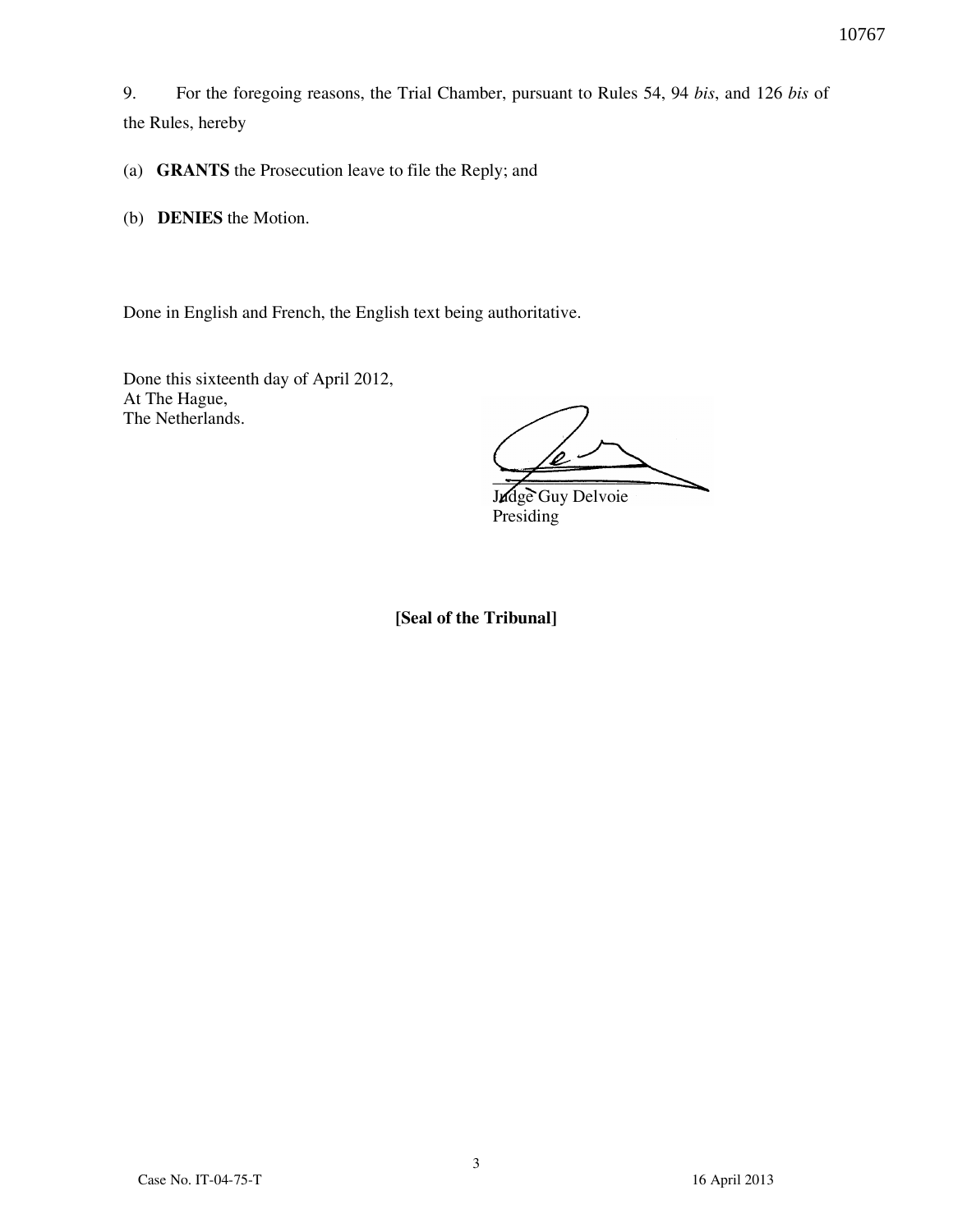9. For the foregoing reasons, the Trial Chamber, pursuant to Rules 54, 94 *bis*, and 126 *bis* of the Rules, hereby

(a) **GRANTS** the Prosecution leave to file the Reply; and

(b) **DENIES** the Motion.

Done in English and French, the English text being authoritative.

Done this sixteenth day of April 2012,
At The Hague,
The Netherlands.

Judge Guy Delvoie
Presiding

**[Seal of the Tribunal]**